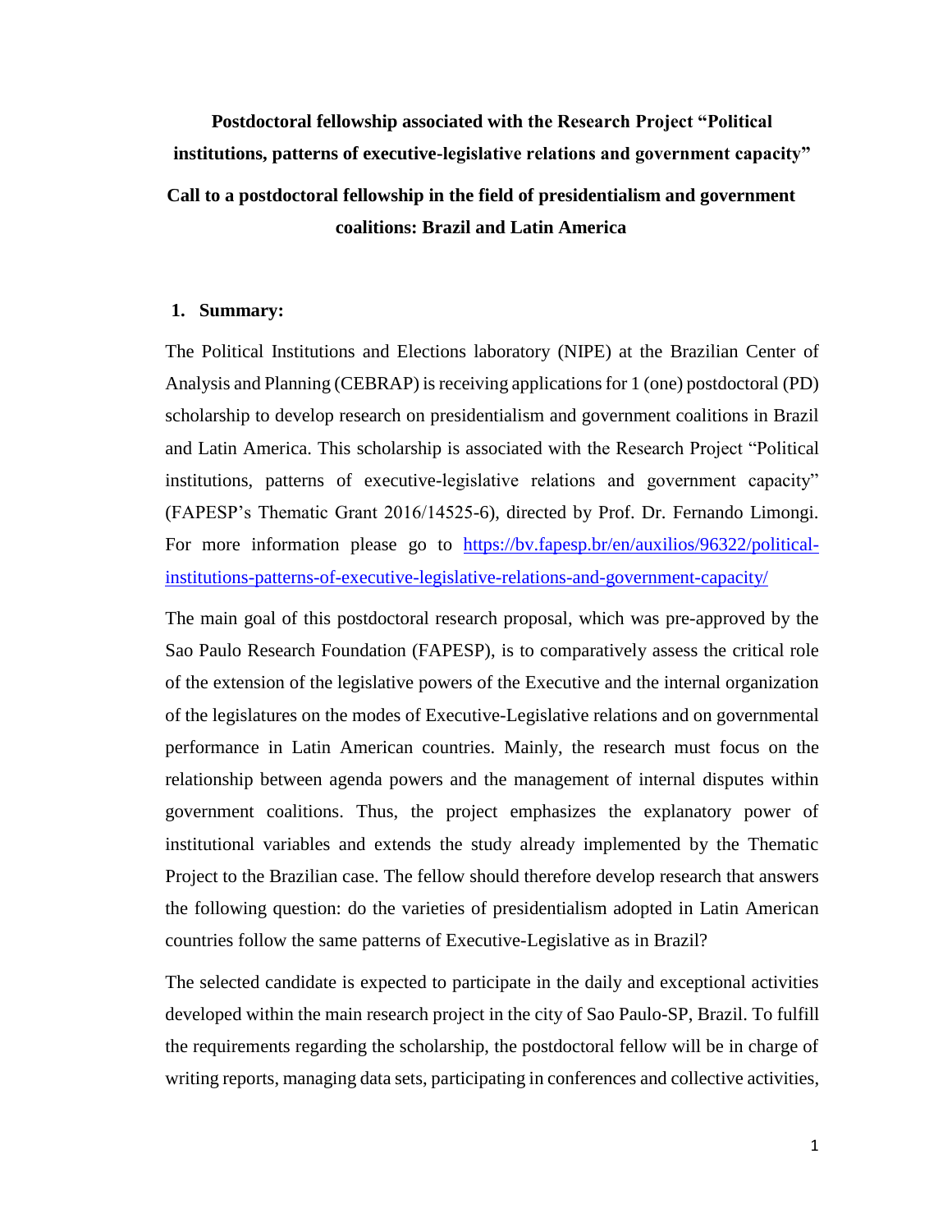**Postdoctoral fellowship associated with the Research Project "Political institutions, patterns of executive-legislative relations and government capacity"**

**Call to a postdoctoral fellowship in the field of presidentialism and government coalitions: Brazil and Latin America**

## 1. Summary:

The Political Institutions and Elections laboratory (NIPE) at the Brazilian Center of Analysis and Planning (CEBRAP) is receiving applications for 1 (one) postdoctoral (PD) scholarship to develop research on presidentialism and government coalitions in Brazil and Latin America. This scholarship is associated with the Research Project "Political institutions, patterns of executive-legislative relations and government capacity" (FAPESP's Thematic Grant 2016/14525-6), directed by Prof. Dr. Fernando Limongi. For more information please go to [https://bv.fapesp.br/en/auxilios/96322/political-institutions-patterns-of-executive-legislative-relations-and-government-capacity/](https://bv.fapesp.br/en/auxilios/96322/political-institutions-patterns-of-executive-legislative-relations-and-government-capacity/)

The main goal of this postdoctoral research proposal, which was pre-approved by the Sao Paulo Research Foundation (FAPESP), is to comparatively assess the critical role of the extension of the legislative powers of the Executive and the internal organization of the legislatures on the modes of Executive-Legislative relations and on governmental performance in Latin American countries. Mainly, the research must focus on the relationship between agenda powers and the management of internal disputes within government coalitions. Thus, the project emphasizes the explanatory power of institutional variables and extends the study already implemented by the Thematic Project to the Brazilian case. The fellow should therefore develop research that answers the following question: do the varieties of presidentialism adopted in Latin American countries follow the same patterns of Executive-Legislative as in Brazil?

The selected candidate is expected to participate in the daily and exceptional activities developed within the main research project in the city of Sao Paulo-SP, Brazil. To fulfill the requirements regarding the scholarship, the postdoctoral fellow will be in charge of writing reports, managing data sets, participating in conferences and collective activities,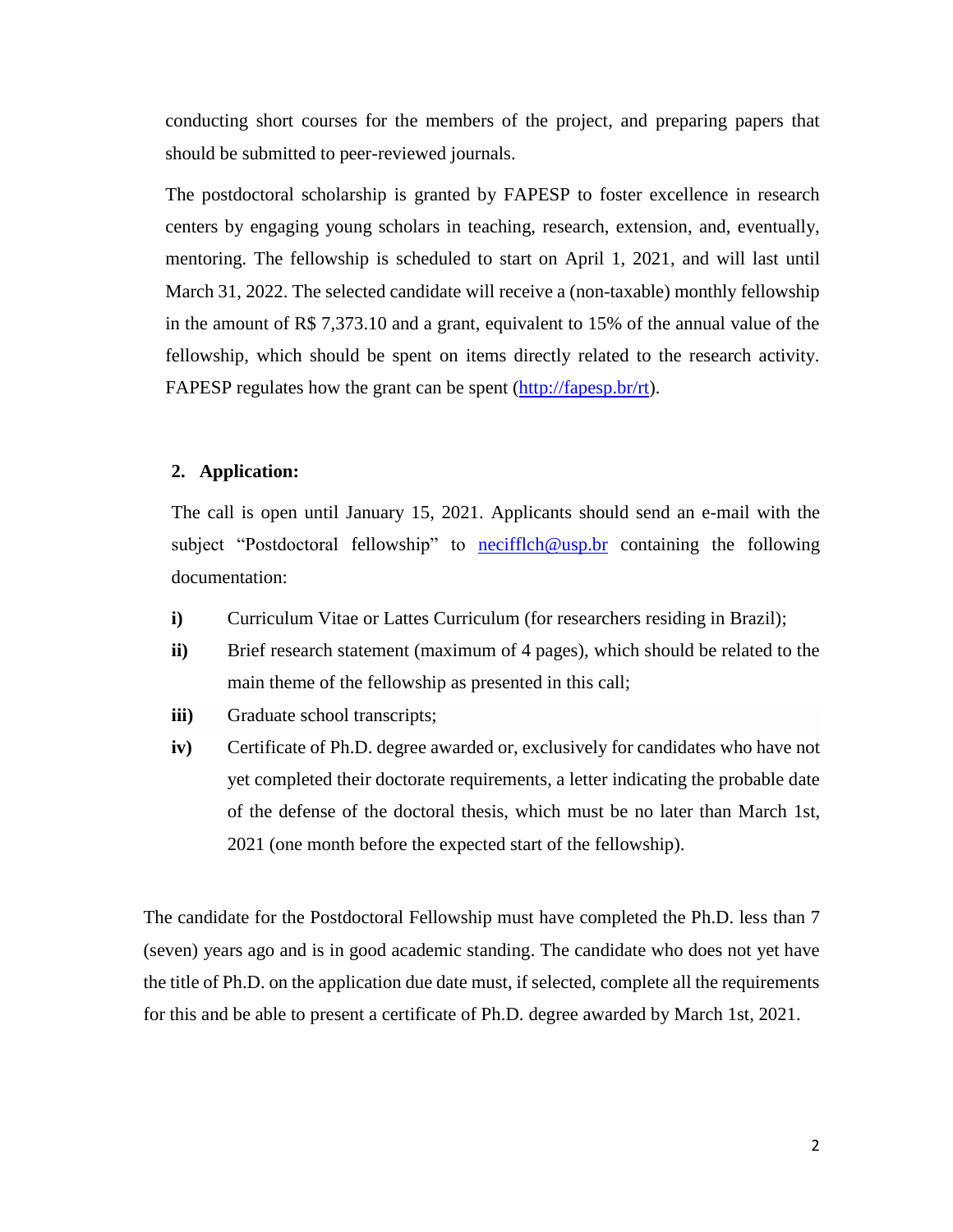conducting short courses for the members of the project, and preparing papers that should be submitted to peer-reviewed journals.

The postdoctoral scholarship is granted by FAPESP to foster excellence in research centers by engaging young scholars in teaching, research, extension, and, eventually, mentoring. The fellowship is scheduled to start on April 1, 2021, and will last until March 31, 2022. The selected candidate will receive a (non-taxable) monthly fellowship in the amount of R$ 7,373.10 and a grant, equivalent to 15% of the annual value of the fellowship, which should be spent on items directly related to the research activity. FAPESP regulates how the grant can be spent (http://fapesp.br/rt).

## 2. Application:

The call is open until January 15, 2021. Applicants should send an e-mail with the subject "Postdoctoral fellowship" to necifflch@usp.br containing the following documentation:

- **i)** Curriculum Vitae or Lattes Curriculum (for researchers residing in Brazil);
- **ii)** Brief research statement (maximum of 4 pages), which should be related to the main theme of the fellowship as presented in this call;
- **iii)** Graduate school transcripts;
- **iv)** Certificate of Ph.D. degree awarded or, exclusively for candidates who have not yet completed their doctorate requirements, a letter indicating the probable date of the defense of the doctoral thesis, which must be no later than March 1st, 2021 (one month before the expected start of the fellowship).

The candidate for the Postdoctoral Fellowship must have completed the Ph.D. less than 7 (seven) years ago and is in good academic standing. The candidate who does not yet have the title of Ph.D. on the application due date must, if selected, complete all the requirements for this and be able to present a certificate of Ph.D. degree awarded by March 1st, 2021.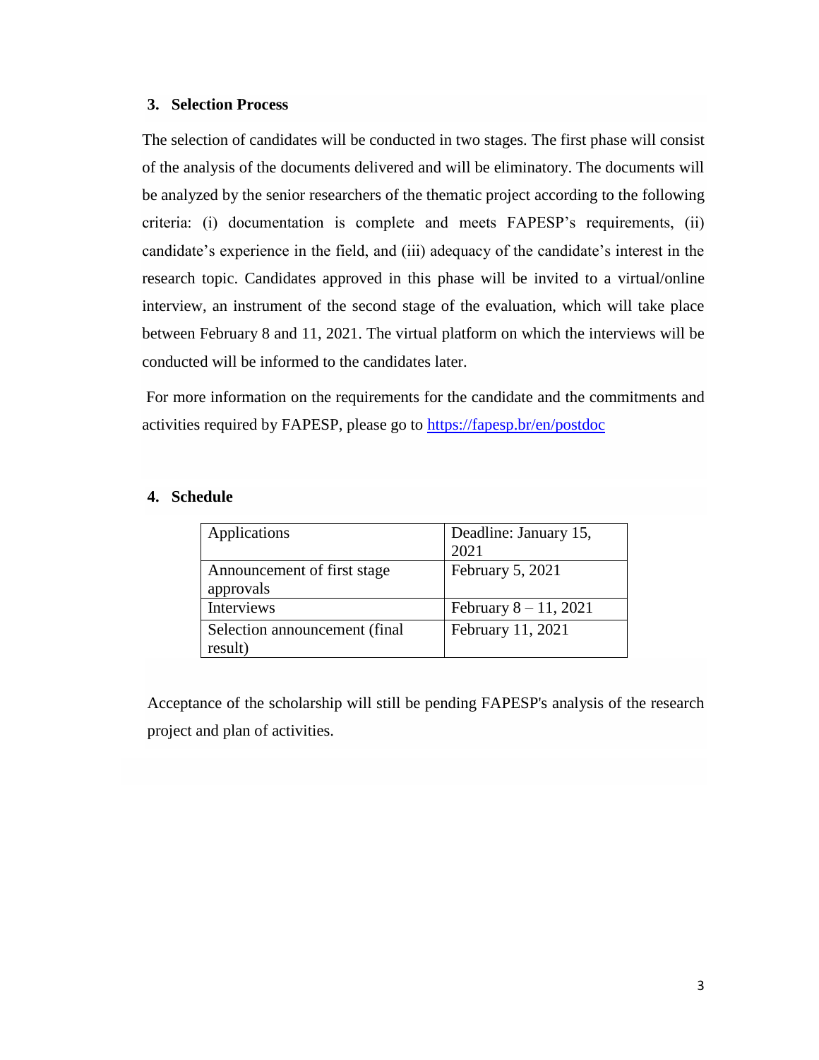## 3. Selection Process

The selection of candidates will be conducted in two stages. The first phase will consist of the analysis of the documents delivered and will be eliminatory. The documents will be analyzed by the senior researchers of the thematic project according to the following criteria: (i) documentation is complete and meets FAPESP's requirements, (ii) candidate's experience in the field, and (iii) adequacy of the candidate's interest in the research topic. Candidates approved in this phase will be invited to a virtual/online interview, an instrument of the second stage of the evaluation, which will take place between February 8 and 11, 2021. The virtual platform on which the interviews will be conducted will be informed to the candidates later.

For more information on the requirements for the candidate and the commitments and activities required by FAPESP, please go to https://fapesp.br/en/postdoc

## 4. Schedule

| | |
|---|---|
| Applications | Deadline: January 15, 2021 |
| Announcement of first stage approvals | February 5, 2021 |
| Interviews | February 8 – 11, 2021 |
| Selection announcement (final result) | February 11, 2021 |

Acceptance of the scholarship will still be pending FAPESP's analysis of the research project and plan of activities.